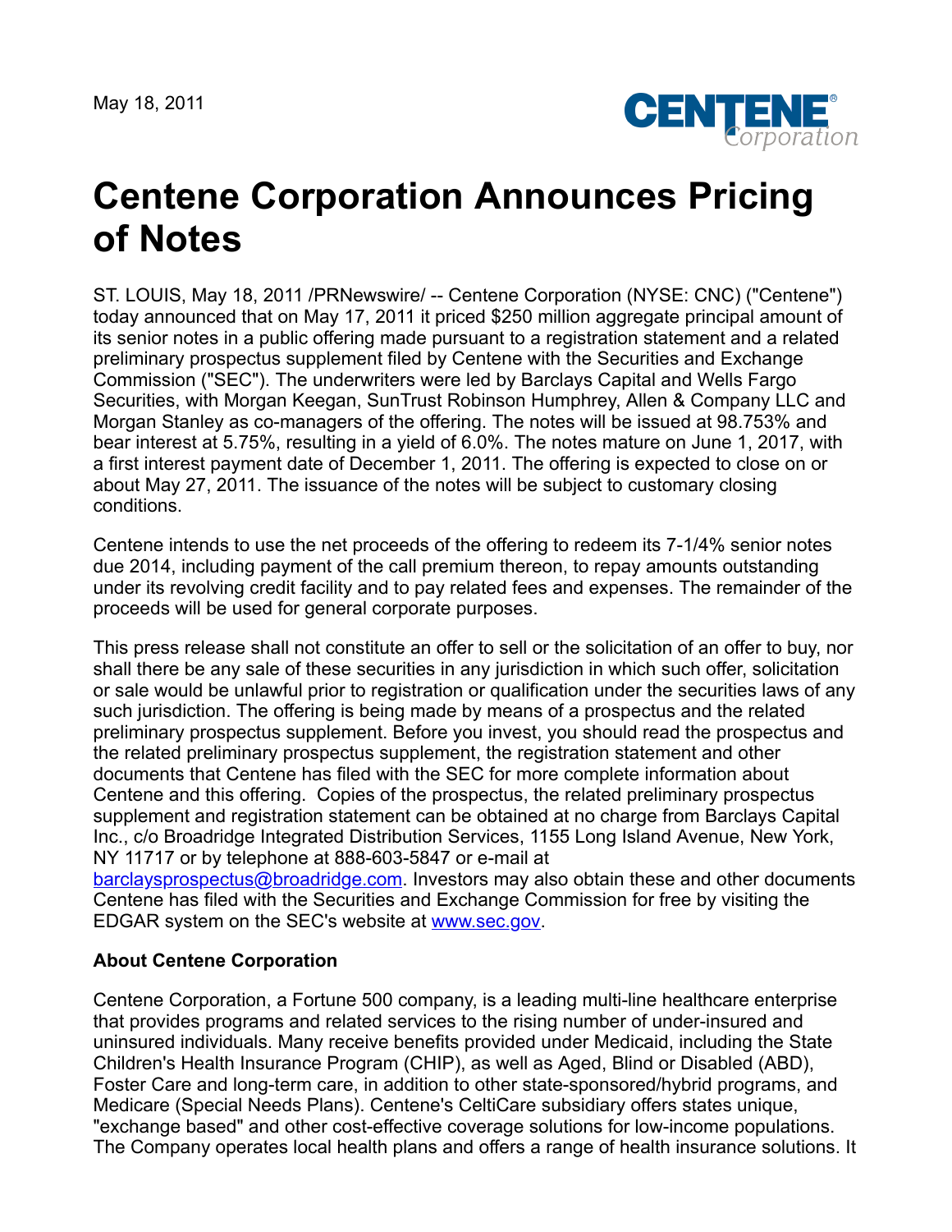May 18, 2011

# Centene Corporation Announces Pricing of Notes

ST. LOUIS, May 18, 2011 /PRNewswire/ -- Centene Corporation (NYSE: CNC) ("Centene") today announced that on May 17, 2011 it priced $250 million aggregate principal amount of its senior notes in a public offering made pursuant to a registration statement and a related preliminary prospectus supplement filed by Centene with the Securities and Exchange Commission ("SEC"). The underwriters were led by Barclays Capital and Wells Fargo Securities, with Morgan Keegan, SunTrust Robinson Humphrey, Allen & Company LLC and Morgan Stanley as co-managers of the offering. The notes will be issued at 98.753% and bear interest at 5.75%, resulting in a yield of 6.0%. The notes mature on June 1, 2017, with a first interest payment date of December 1, 2011. The offering is expected to close on or about May 27, 2011. The issuance of the notes will be subject to customary closing conditions.

Centene intends to use the net proceeds of the offering to redeem its 7-1/4% senior notes due 2014, including payment of the call premium thereon, to repay amounts outstanding under its revolving credit facility and to pay related fees and expenses. The remainder of the proceeds will be used for general corporate purposes.

This press release shall not constitute an offer to sell or the solicitation of an offer to buy, nor shall there be any sale of these securities in any jurisdiction in which such offer, solicitation or sale would be unlawful prior to registration or qualification under the securities laws of any such jurisdiction. The offering is being made by means of a prospectus and the related preliminary prospectus supplement. Before you invest, you should read the prospectus and the related preliminary prospectus supplement, the registration statement and other documents that Centene has filed with the SEC for more complete information about Centene and this offering. Copies of the prospectus, the related preliminary prospectus supplement and registration statement can be obtained at no charge from Barclays Capital Inc., c/o Broadridge Integrated Distribution Services, 1155 Long Island Avenue, New York, NY 11717 or by telephone at 888-603-5847 or e-mail at barclaysprospectus@broadridge.com. Investors may also obtain these and other documents Centene has filed with the Securities and Exchange Commission for free by visiting the EDGAR system on the SEC's website at www.sec.gov.

**About Centene Corporation**

Centene Corporation, a Fortune 500 company, is a leading multi-line healthcare enterprise that provides programs and related services to the rising number of under-insured and uninsured individuals. Many receive benefits provided under Medicaid, including the State Children's Health Insurance Program (CHIP), as well as Aged, Blind or Disabled (ABD), Foster Care and long-term care, in addition to other state-sponsored/hybrid programs, and Medicare (Special Needs Plans). Centene's CeltiCare subsidiary offers states unique, "exchange based" and other cost-effective coverage solutions for low-income populations. The Company operates local health plans and offers a range of health insurance solutions. It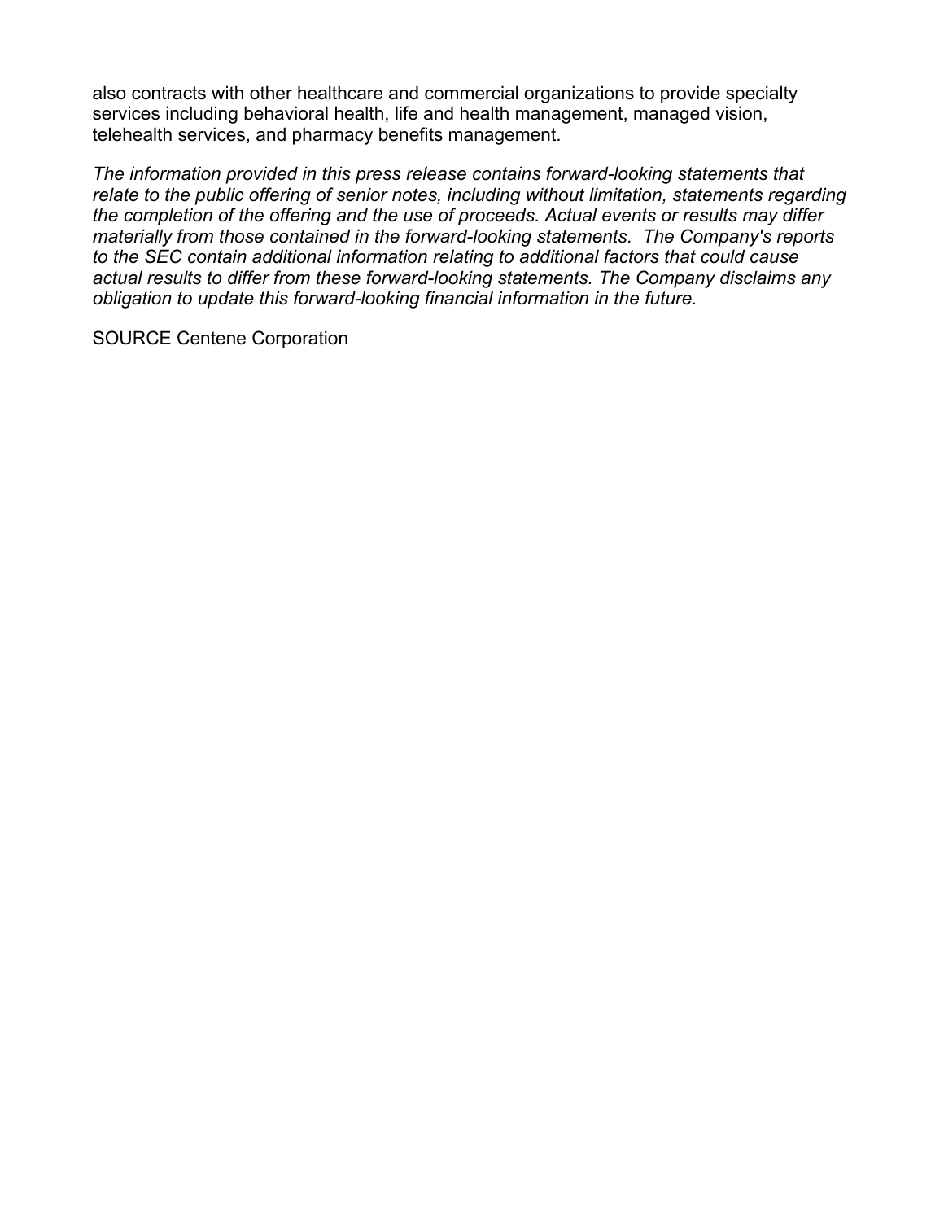also contracts with other healthcare and commercial organizations to provide specialty services including behavioral health, life and health management, managed vision, telehealth services, and pharmacy benefits management.

*The information provided in this press release contains forward-looking statements that relate to the public offering of senior notes, including without limitation, statements regarding the completion of the offering and the use of proceeds. Actual events or results may differ materially from those contained in the forward-looking statements. The Company's reports to the SEC contain additional information relating to additional factors that could cause actual results to differ from these forward-looking statements. The Company disclaims any obligation to update this forward-looking financial information in the future.*

SOURCE Centene Corporation